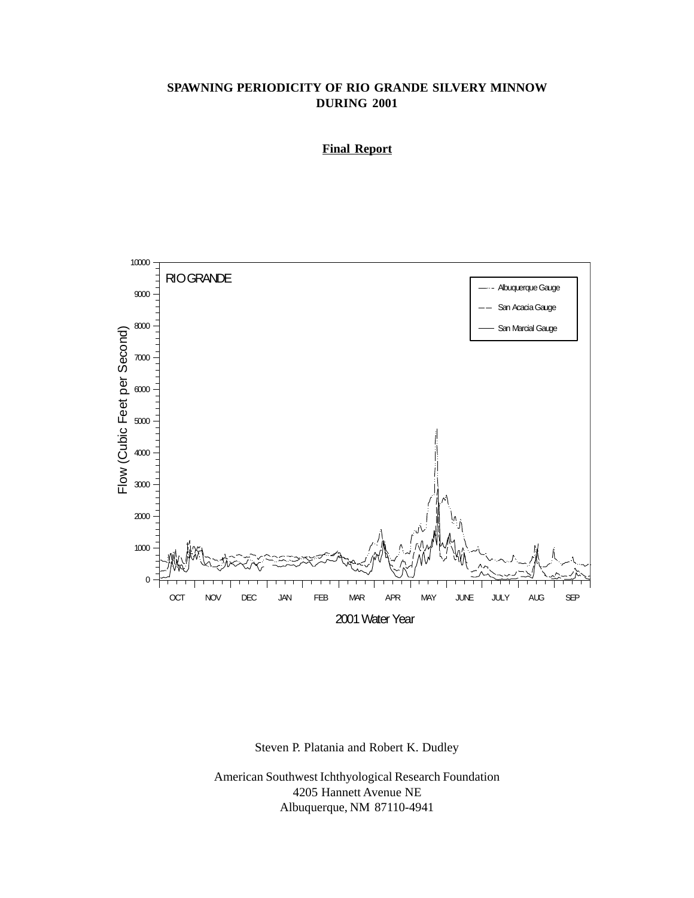**SPAWNING PERIODICITY OF RIO GRANDE SILVERY MINNOW DURING 2001**

**Final Report**

Steven P. Platania and Robert K. Dudley

American Southwest Ichthyological Research Foundation
4205 Hannett Avenue NE
Albuquerque, NM 87110-4941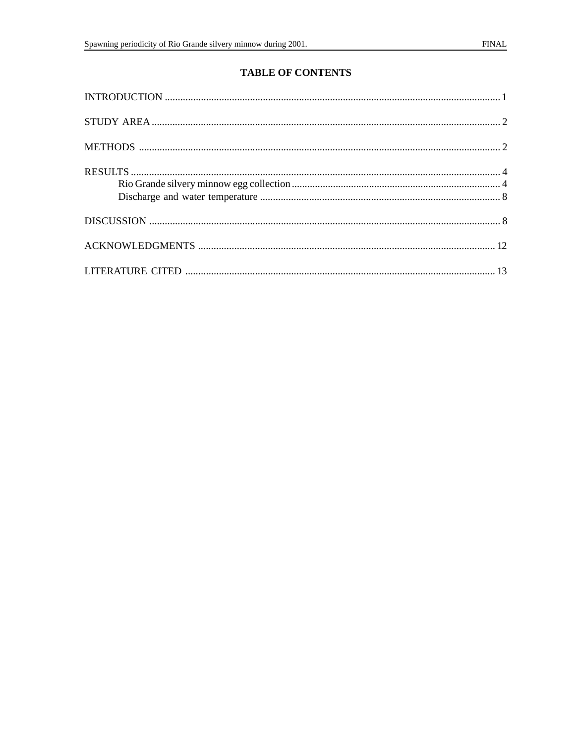# TABLE OF CONTENTS

INTRODUCTION .................................................................................................................... 1

STUDY AREA ...................................................................................................................... 2

METHODS ........................................................................................................................... 2

RESULTS ............................................................................................................................. 4
- Rio Grande silvery minnow egg collection ................................................................ 4
- Discharge and water temperature ............................................................................ 8

DISCUSSION ....................................................................................................................... 8

ACKNOWLEDGMENTS .................................................................................................... 12

LITERATURE CITED ........................................................................................................ 13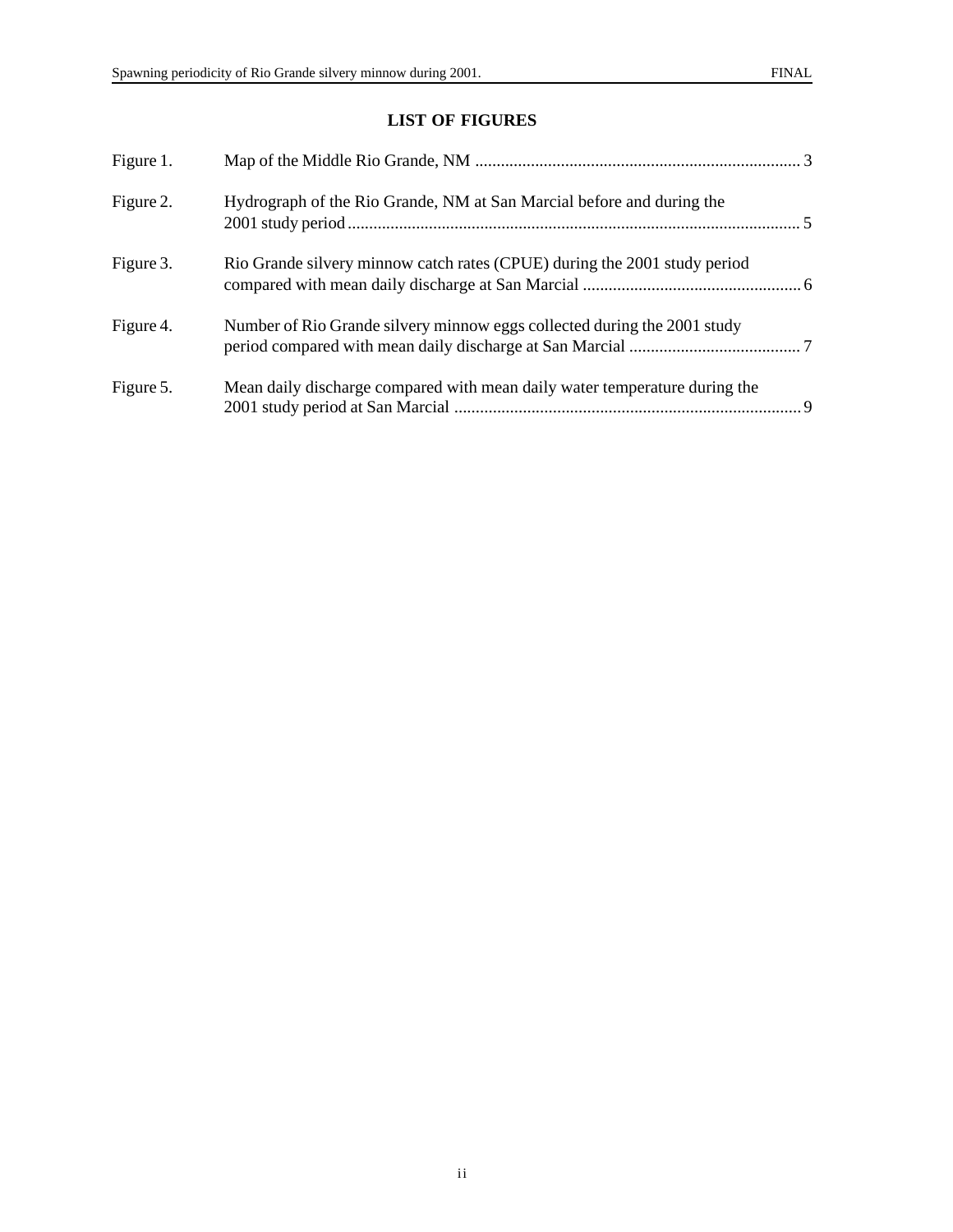## LIST OF FIGURES

| | | |
|---|---|---|
| Figure 1. | Map of the Middle Rio Grande, NM | 3 |
| Figure 2. | Hydrograph of the Rio Grande, NM at San Marcial before and during the 2001 study period | 5 |
| Figure 3. | Rio Grande silvery minnow catch rates (CPUE) during the 2001 study period compared with mean daily discharge at San Marcial | 6 |
| Figure 4. | Number of Rio Grande silvery minnow eggs collected during the 2001 study period compared with mean daily discharge at San Marcial | 7 |
| Figure 5. | Mean daily discharge compared with mean daily water temperature during the 2001 study period at San Marcial | 9 |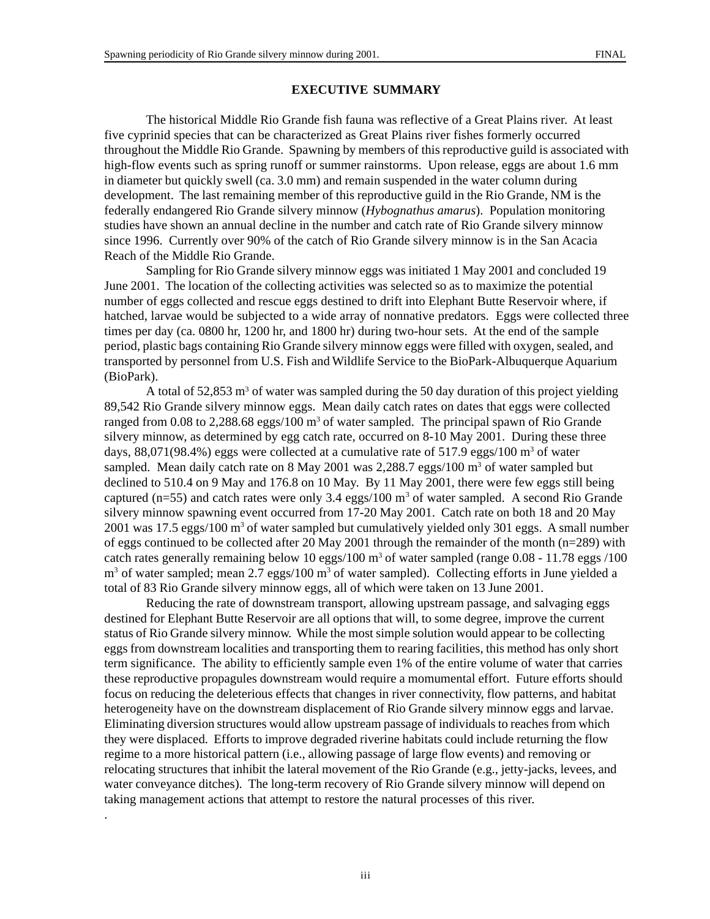## EXECUTIVE SUMMARY

The historical Middle Rio Grande fish fauna was reflective of a Great Plains river. At least five cyprinid species that can be characterized as Great Plains river fishes formerly occurred throughout the Middle Rio Grande. Spawning by members of this reproductive guild is associated with high-flow events such as spring runoff or summer rainstorms. Upon release, eggs are about 1.6 mm in diameter but quickly swell (ca. 3.0 mm) and remain suspended in the water column during development. The last remaining member of this reproductive guild in the Rio Grande, NM is the federally endangered Rio Grande silvery minnow (*Hybognathus amarus*). Population monitoring studies have shown an annual decline in the number and catch rate of Rio Grande silvery minnow since 1996. Currently over 90% of the catch of Rio Grande silvery minnow is in the San Acacia Reach of the Middle Rio Grande.

Sampling for Rio Grande silvery minnow eggs was initiated 1 May 2001 and concluded 19 June 2001. The location of the collecting activities was selected so as to maximize the potential number of eggs collected and rescue eggs destined to drift into Elephant Butte Reservoir where, if hatched, larvae would be subjected to a wide array of nonnative predators. Eggs were collected three times per day (ca. 0800 hr, 1200 hr, and 1800 hr) during two-hour sets. At the end of the sample period, plastic bags containing Rio Grande silvery minnow eggs were filled with oxygen, sealed, and transported by personnel from U.S. Fish and Wildlife Service to the BioPark-Albuquerque Aquarium (BioPark).

A total of 52,853 $m^3$ of water was sampled during the 50 day duration of this project yielding 89,542 Rio Grande silvery minnow eggs. Mean daily catch rates on dates that eggs were collected ranged from 0.08 to 2,288.68 eggs/100 $m^3$ of water sampled. The principal spawn of Rio Grande silvery minnow, as determined by egg catch rate, occurred on 8-10 May 2001. During these three days, 88,071(98.4%) eggs were collected at a cumulative rate of 517.9 eggs/100 $m^3$ of water sampled. Mean daily catch rate on 8 May 2001 was 2,288.7 eggs/100 $m^3$ of water sampled but declined to 510.4 on 9 May and 176.8 on 10 May. By 11 May 2001, there were few eggs still being captured (n=55) and catch rates were only 3.4 eggs/100 $m^3$ of water sampled. A second Rio Grande silvery minnow spawning event occurred from 17-20 May 2001. Catch rate on both 18 and 20 May 2001 was 17.5 eggs/100 $m^3$ of water sampled but cumulatively yielded only 301 eggs. A small number of eggs continued to be collected after 20 May 2001 through the remainder of the month (n=289) with catch rates generally remaining below 10 eggs/100 $m^3$ of water sampled (range 0.08 - 11.78 eggs /100 $m^3$ of water sampled; mean 2.7 eggs/100 $m^3$ of water sampled). Collecting efforts in June yielded a total of 83 Rio Grande silvery minnow eggs, all of which were taken on 13 June 2001.

Reducing the rate of downstream transport, allowing upstream passage, and salvaging eggs destined for Elephant Butte Reservoir are all options that will, to some degree, improve the current status of Rio Grande silvery minnow. While the most simple solution would appear to be collecting eggs from downstream localities and transporting them to rearing facilities, this method has only short term significance. The ability to efficiently sample even 1% of the entire volume of water that carries these reproductive propagules downstream would require a momumental effort. Future efforts should focus on reducing the deleterious effects that changes in river connectivity, flow patterns, and habitat heterogeneity have on the downstream displacement of Rio Grande silvery minnow eggs and larvae. Eliminating diversion structures would allow upstream passage of individuals to reaches from which they were displaced. Efforts to improve degraded riverine habitats could include returning the flow regime to a more historical pattern (i.e., allowing passage of large flow events) and removing or relocating structures that inhibit the lateral movement of the Rio Grande (e.g., jetty-jacks, levees, and water conveyance ditches). The long-term recovery of Rio Grande silvery minnow will depend on taking management actions that attempt to restore the natural processes of this river.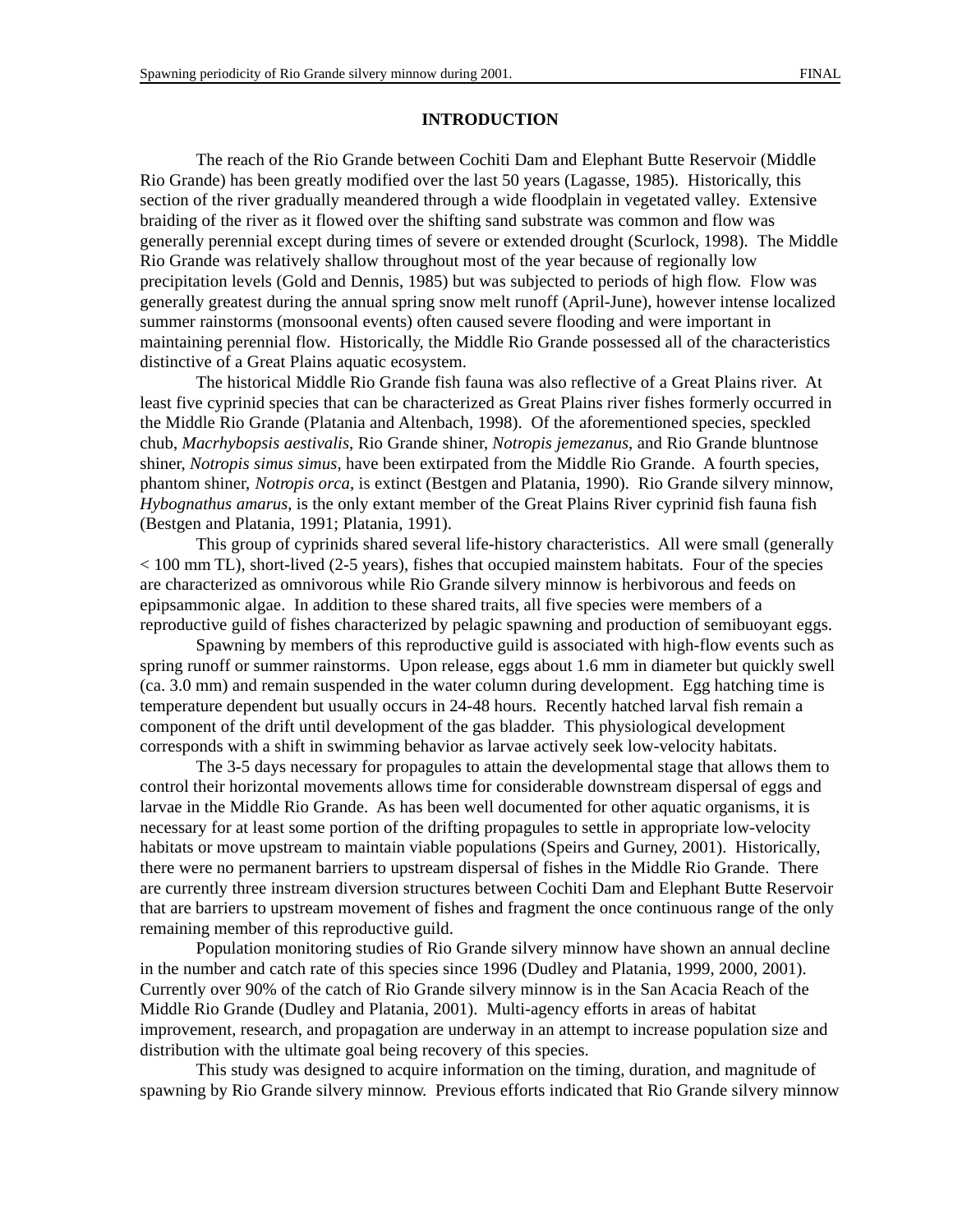## INTRODUCTION

The reach of the Rio Grande between Cochiti Dam and Elephant Butte Reservoir (Middle Rio Grande) has been greatly modified over the last 50 years (Lagasse, 1985). Historically, this section of the river gradually meandered through a wide floodplain in vegetated valley. Extensive braiding of the river as it flowed over the shifting sand substrate was common and flow was generally perennial except during times of severe or extended drought (Scurlock, 1998). The Middle Rio Grande was relatively shallow throughout most of the year because of regionally low precipitation levels (Gold and Dennis, 1985) but was subjected to periods of high flow. Flow was generally greatest during the annual spring snow melt runoff (April-June), however intense localized summer rainstorms (monsoonal events) often caused severe flooding and were important in maintaining perennial flow. Historically, the Middle Rio Grande possessed all of the characteristics distinctive of a Great Plains aquatic ecosystem.

The historical Middle Rio Grande fish fauna was also reflective of a Great Plains river. At least five cyprinid species that can be characterized as Great Plains river fishes formerly occurred in the Middle Rio Grande (Platania and Altenbach, 1998). Of the aforementioned species, speckled chub, *Macrhybopsis aestivalis*, Rio Grande shiner, *Notropis jemezanus*, and Rio Grande bluntnose shiner, *Notropis simus simus*, have been extirpated from the Middle Rio Grande. A fourth species, phantom shiner, *Notropis orca*, is extinct (Bestgen and Platania, 1990). Rio Grande silvery minnow, *Hybognathus amarus*, is the only extant member of the Great Plains River cyprinid fish fauna fish (Bestgen and Platania, 1991; Platania, 1991).

This group of cyprinids shared several life-history characteristics. All were small (generally < 100 mm TL), short-lived (2-5 years), fishes that occupied mainstem habitats. Four of the species are characterized as omnivorous while Rio Grande silvery minnow is herbivorous and feeds on epipsammonic algae. In addition to these shared traits, all five species were members of a reproductive guild of fishes characterized by pelagic spawning and production of semibuoyant eggs.

Spawning by members of this reproductive guild is associated with high-flow events such as spring runoff or summer rainstorms. Upon release, eggs about 1.6 mm in diameter but quickly swell (ca. 3.0 mm) and remain suspended in the water column during development. Egg hatching time is temperature dependent but usually occurs in 24-48 hours. Recently hatched larval fish remain a component of the drift until development of the gas bladder. This physiological development corresponds with a shift in swimming behavior as larvae actively seek low-velocity habitats.

The 3-5 days necessary for propagules to attain the developmental stage that allows them to control their horizontal movements allows time for considerable downstream dispersal of eggs and larvae in the Middle Rio Grande. As has been well documented for other aquatic organisms, it is necessary for at least some portion of the drifting propagules to settle in appropriate low-velocity habitats or move upstream to maintain viable populations (Speirs and Gurney, 2001). Historically, there were no permanent barriers to upstream dispersal of fishes in the Middle Rio Grande. There are currently three instream diversion structures between Cochiti Dam and Elephant Butte Reservoir that are barriers to upstream movement of fishes and fragment the once continuous range of the only remaining member of this reproductive guild.

Population monitoring studies of Rio Grande silvery minnow have shown an annual decline in the number and catch rate of this species since 1996 (Dudley and Platania, 1999, 2000, 2001). Currently over 90% of the catch of Rio Grande silvery minnow is in the San Acacia Reach of the Middle Rio Grande (Dudley and Platania, 2001). Multi-agency efforts in areas of habitat improvement, research, and propagation are underway in an attempt to increase population size and distribution with the ultimate goal being recovery of this species.

This study was designed to acquire information on the timing, duration, and magnitude of spawning by Rio Grande silvery minnow. Previous efforts indicated that Rio Grande silvery minnow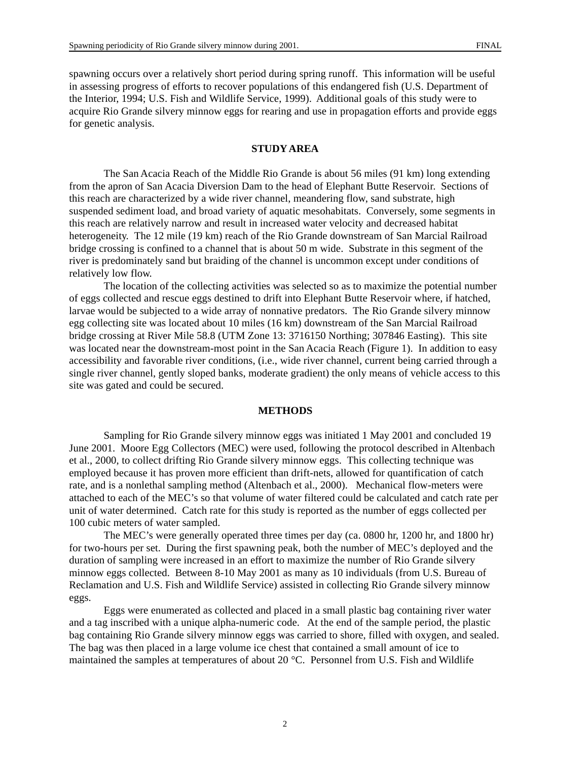spawning occurs over a relatively short period during spring runoff. This information will be useful in assessing progress of efforts to recover populations of this endangered fish (U.S. Department of the Interior, 1994; U.S. Fish and Wildlife Service, 1999). Additional goals of this study were to acquire Rio Grande silvery minnow eggs for rearing and use in propagation efforts and provide eggs for genetic analysis.

## STUDY AREA

The San Acacia Reach of the Middle Rio Grande is about 56 miles (91 km) long extending from the apron of San Acacia Diversion Dam to the head of Elephant Butte Reservoir. Sections of this reach are characterized by a wide river channel, meandering flow, sand substrate, high suspended sediment load, and broad variety of aquatic mesohabitats. Conversely, some segments in this reach are relatively narrow and result in increased water velocity and decreased habitat heterogeneity. The 12 mile (19 km) reach of the Rio Grande downstream of San Marcial Railroad bridge crossing is confined to a channel that is about 50 m wide. Substrate in this segment of the river is predominately sand but braiding of the channel is uncommon except under conditions of relatively low flow.

The location of the collecting activities was selected so as to maximize the potential number of eggs collected and rescue eggs destined to drift into Elephant Butte Reservoir where, if hatched, larvae would be subjected to a wide array of nonnative predators. The Rio Grande silvery minnow egg collecting site was located about 10 miles (16 km) downstream of the San Marcial Railroad bridge crossing at River Mile 58.8 (UTM Zone 13: 3716150 Northing; 307846 Easting). This site was located near the downstream-most point in the San Acacia Reach (Figure 1). In addition to easy accessibility and favorable river conditions, (i.e., wide river channel, current being carried through a single river channel, gently sloped banks, moderate gradient) the only means of vehicle access to this site was gated and could be secured.

## METHODS

Sampling for Rio Grande silvery minnow eggs was initiated 1 May 2001 and concluded 19 June 2001. Moore Egg Collectors (MEC) were used, following the protocol described in Altenbach et al., 2000, to collect drifting Rio Grande silvery minnow eggs. This collecting technique was employed because it has proven more efficient than drift-nets, allowed for quantification of catch rate, and is a nonlethal sampling method (Altenbach et al., 2000). Mechanical flow-meters were attached to each of the MEC's so that volume of water filtered could be calculated and catch rate per unit of water determined. Catch rate for this study is reported as the number of eggs collected per 100 cubic meters of water sampled.

The MEC's were generally operated three times per day (ca. 0800 hr, 1200 hr, and 1800 hr) for two-hours per set. During the first spawning peak, both the number of MEC's deployed and the duration of sampling were increased in an effort to maximize the number of Rio Grande silvery minnow eggs collected. Between 8-10 May 2001 as many as 10 individuals (from U.S. Bureau of Reclamation and U.S. Fish and Wildlife Service) assisted in collecting Rio Grande silvery minnow eggs.

Eggs were enumerated as collected and placed in a small plastic bag containing river water and a tag inscribed with a unique alpha-numeric code. At the end of the sample period, the plastic bag containing Rio Grande silvery minnow eggs was carried to shore, filled with oxygen, and sealed. The bag was then placed in a large volume ice chest that contained a small amount of ice to maintained the samples at temperatures of about 20 °C. Personnel from U.S. Fish and Wildlife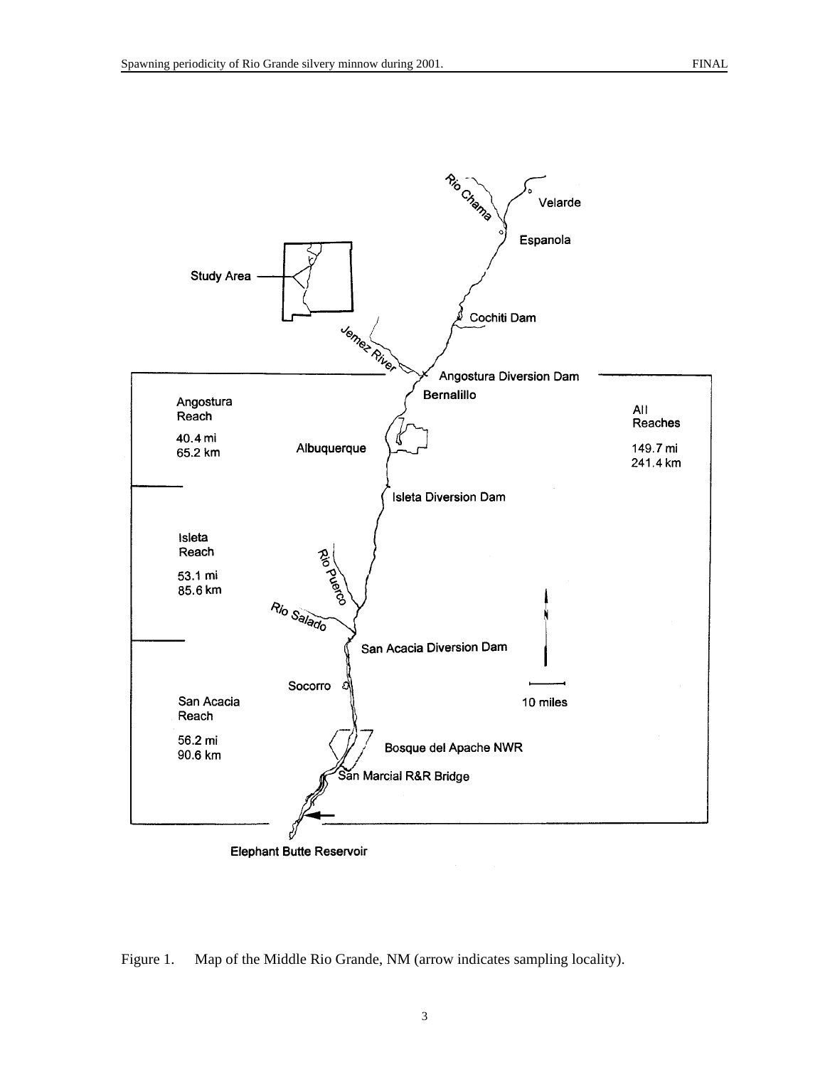Figure 1. Map of the Middle Rio Grande, NM (arrow indicates sampling locality).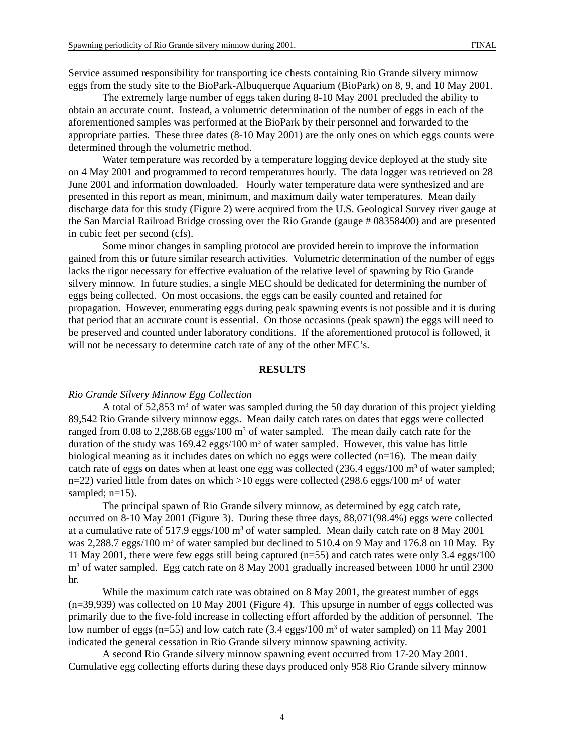Service assumed responsibility for transporting ice chests containing Rio Grande silvery minnow eggs from the study site to the BioPark-Albuquerque Aquarium (BioPark) on 8, 9, and 10 May 2001.

The extremely large number of eggs taken during 8-10 May 2001 precluded the ability to obtain an accurate count. Instead, a volumetric determination of the number of eggs in each of the aforementioned samples was performed at the BioPark by their personnel and forwarded to the appropriate parties. These three dates (8-10 May 2001) are the only ones on which eggs counts were determined through the volumetric method.

Water temperature was recorded by a temperature logging device deployed at the study site on 4 May 2001 and programmed to record temperatures hourly. The data logger was retrieved on 28 June 2001 and information downloaded. Hourly water temperature data were synthesized and are presented in this report as mean, minimum, and maximum daily water temperatures. Mean daily discharge data for this study (Figure 2) were acquired from the U.S. Geological Survey river gauge at the San Marcial Railroad Bridge crossing over the Rio Grande (gauge # 08358400) and are presented in cubic feet per second (cfs).

Some minor changes in sampling protocol are provided herein to improve the information gained from this or future similar research activities. Volumetric determination of the number of eggs lacks the rigor necessary for effective evaluation of the relative level of spawning by Rio Grande silvery minnow. In future studies, a single MEC should be dedicated for determining the number of eggs being collected. On most occasions, the eggs can be easily counted and retained for propagation. However, enumerating eggs during peak spawning events is not possible and it is during that period that an accurate count is essential. On those occasions (peak spawn) the eggs will need to be preserved and counted under laboratory conditions. If the aforementioned protocol is followed, it will not be necessary to determine catch rate of any of the other MEC's.

## RESULTS

*Rio Grande Silvery Minnow Egg Collection*

A total of 52,853 $m^3$ of water was sampled during the 50 day duration of this project yielding 89,542 Rio Grande silvery minnow eggs. Mean daily catch rates on dates that eggs were collected ranged from 0.08 to 2,288.68 eggs/100 $m^3$ of water sampled. The mean daily catch rate for the duration of the study was 169.42 eggs/100 $m^3$ of water sampled. However, this value has little biological meaning as it includes dates on which no eggs were collected (n=16). The mean daily catch rate of eggs on dates when at least one egg was collected (236.4 eggs/100 $m^3$ of water sampled; n=22) varied little from dates on which >10 eggs were collected (298.6 eggs/100 $m^3$ of water sampled; n=15).

The principal spawn of Rio Grande silvery minnow, as determined by egg catch rate, occurred on 8-10 May 2001 (Figure 3). During these three days, 88,071(98.4%) eggs were collected at a cumulative rate of 517.9 eggs/100 $m^3$ of water sampled. Mean daily catch rate on 8 May 2001 was 2,288.7 eggs/100 $m^3$ of water sampled but declined to 510.4 on 9 May and 176.8 on 10 May. By 11 May 2001, there were few eggs still being captured (n=55) and catch rates were only 3.4 eggs/100 $m^3$ of water sampled. Egg catch rate on 8 May 2001 gradually increased between 1000 hr until 2300 hr.

While the maximum catch rate was obtained on 8 May 2001, the greatest number of eggs (n=39,939) was collected on 10 May 2001 (Figure 4). This upsurge in number of eggs collected was primarily due to the five-fold increase in collecting effort afforded by the addition of personnel. The low number of eggs (n=55) and low catch rate (3.4 eggs/100 $m^3$ of water sampled) on 11 May 2001 indicated the general cessation in Rio Grande silvery minnow spawning activity.

A second Rio Grande silvery minnow spawning event occurred from 17-20 May 2001. Cumulative egg collecting efforts during these days produced only 958 Rio Grande silvery minnow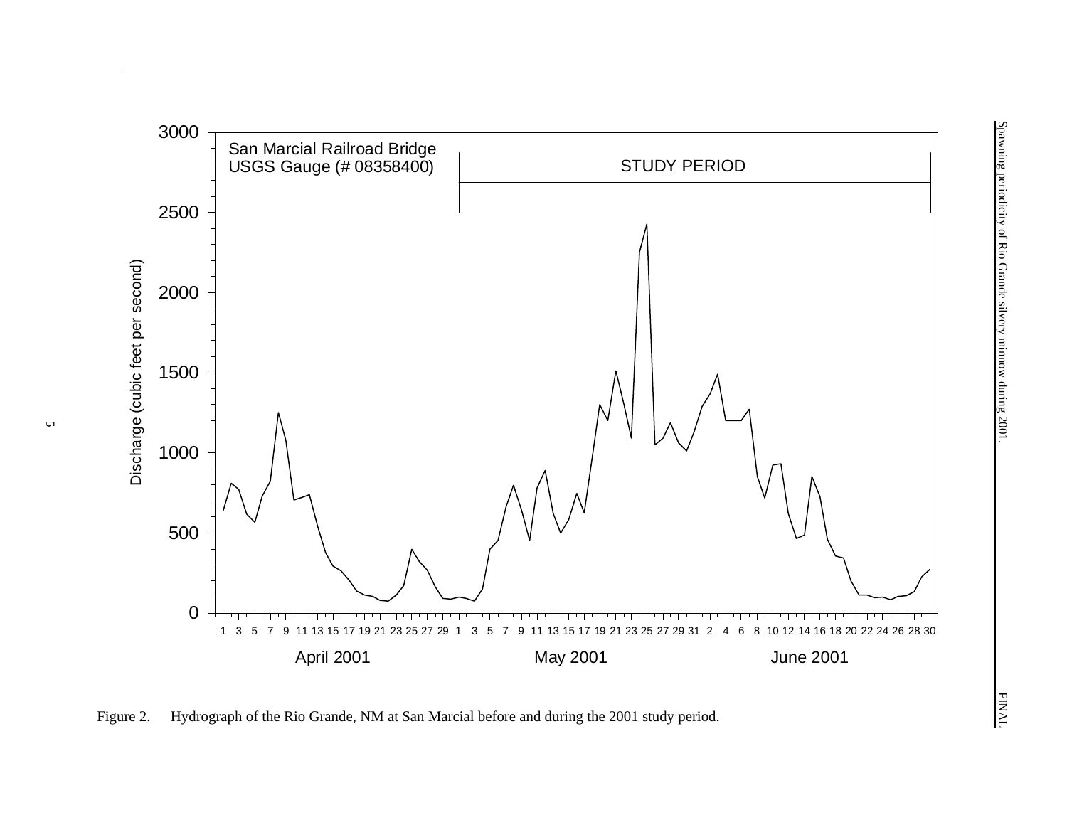San Marcial Railroad Bridge
USGS Gauge (# 08358400)

STUDY PERIOD

Discharge (cubic feet per second)

April 2001 | May 2001 | June 2001

Figure 2. Hydrograph of the Rio Grande, NM at San Marcial before and during the 2001 study period.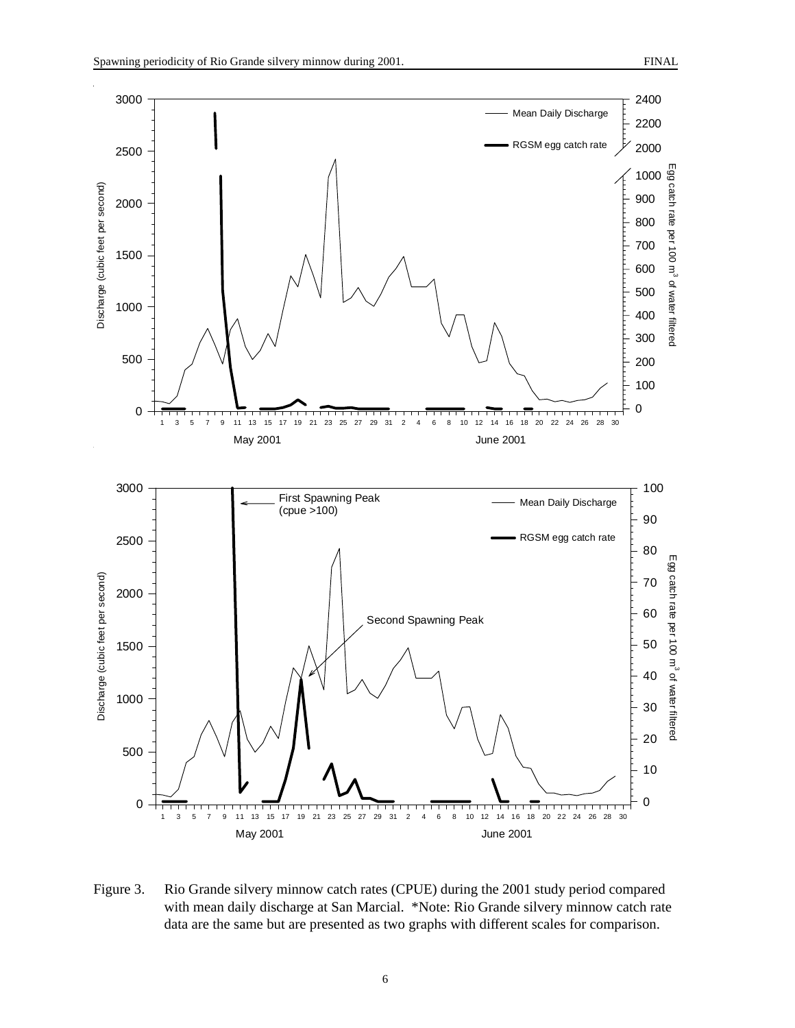Figure 3. Rio Grande silvery minnow catch rates (CPUE) during the 2001 study period compared with mean daily discharge at San Marcial. *Note: Rio Grande silvery minnow catch rate data are the same but are presented as two graphs with different scales for comparison.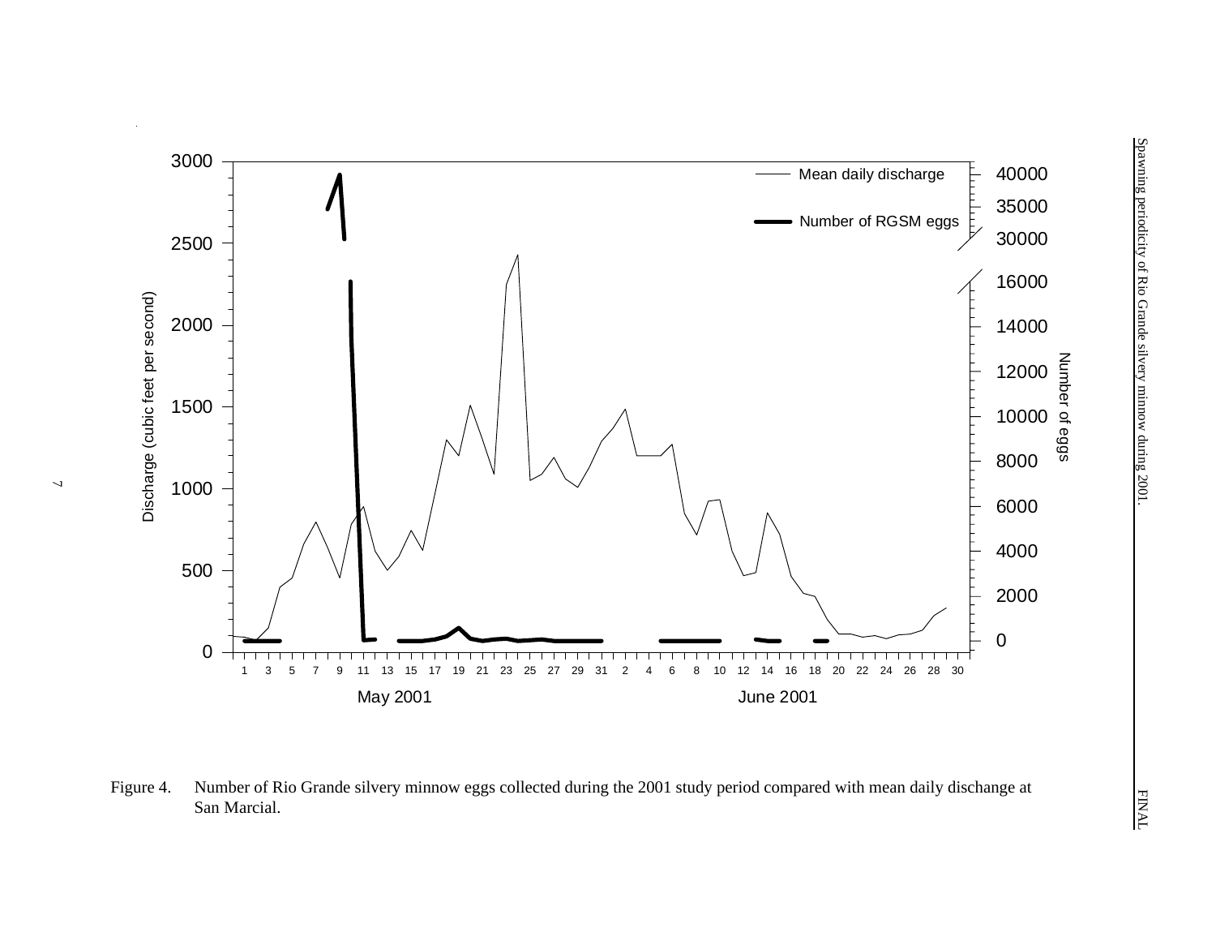Figure 4. Number of Rio Grande silvery minnow eggs collected during the 2001 study period compared with mean daily dischange at San Marcial.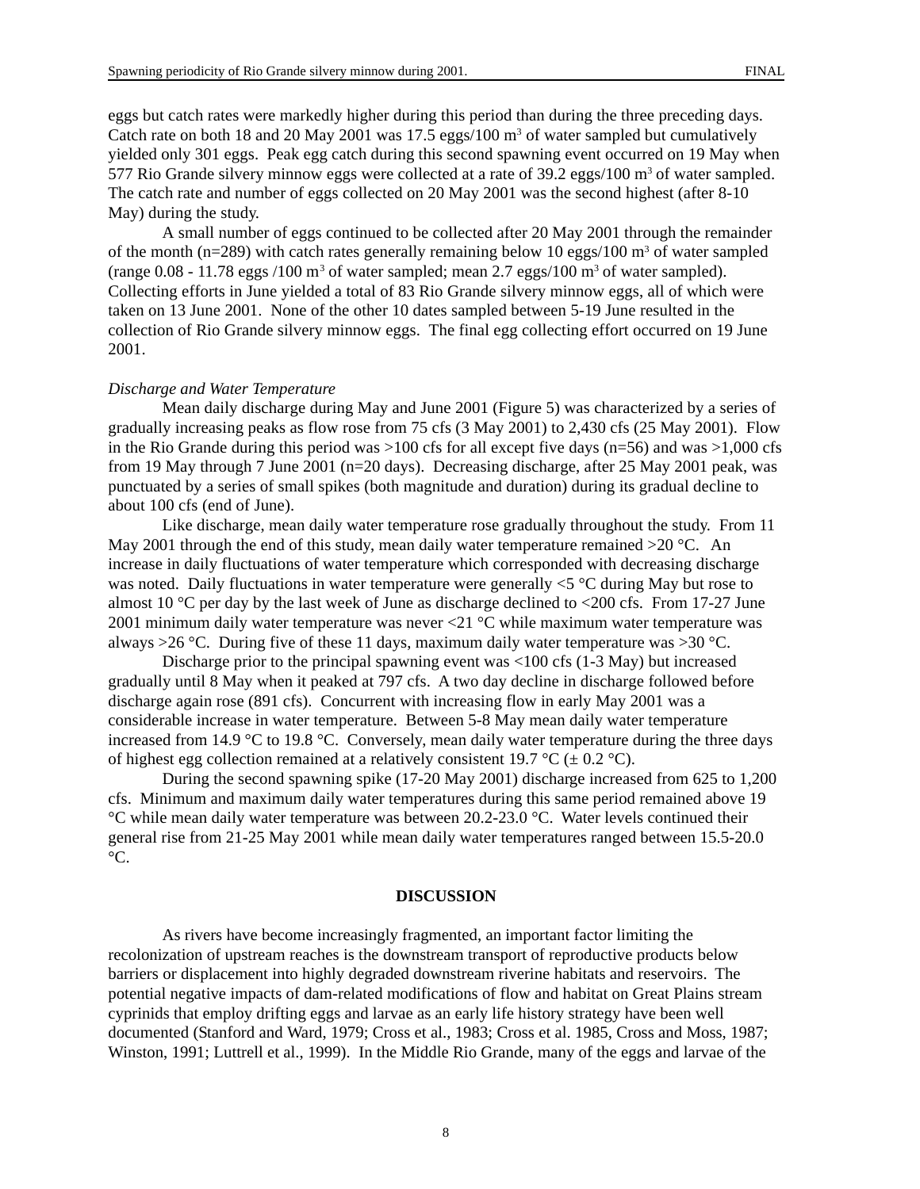eggs but catch rates were markedly higher during this period than during the three preceding days. Catch rate on both 18 and 20 May 2001 was 17.5 eggs/100 $m^3$ of water sampled but cumulatively yielded only 301 eggs. Peak egg catch during this second spawning event occurred on 19 May when 577 Rio Grande silvery minnow eggs were collected at a rate of 39.2 eggs/100 $m^3$ of water sampled. The catch rate and number of eggs collected on 20 May 2001 was the second highest (after 8-10 May) during the study.

A small number of eggs continued to be collected after 20 May 2001 through the remainder of the month (n=289) with catch rates generally remaining below 10 eggs/100 $m^3$ of water sampled (range 0.08 - 11.78 eggs /100 $m^3$ of water sampled; mean 2.7 eggs/100 $m^3$ of water sampled). Collecting efforts in June yielded a total of 83 Rio Grande silvery minnow eggs, all of which were taken on 13 June 2001. None of the other 10 dates sampled between 5-19 June resulted in the collection of Rio Grande silvery minnow eggs. The final egg collecting effort occurred on 19 June 2001.

*Discharge and Water Temperature*

Mean daily discharge during May and June 2001 (Figure 5) was characterized by a series of gradually increasing peaks as flow rose from 75 cfs (3 May 2001) to 2,430 cfs (25 May 2001). Flow in the Rio Grande during this period was >100 cfs for all except five days (n=56) and was >1,000 cfs from 19 May through 7 June 2001 (n=20 days). Decreasing discharge, after 25 May 2001 peak, was punctuated by a series of small spikes (both magnitude and duration) during its gradual decline to about 100 cfs (end of June).

Like discharge, mean daily water temperature rose gradually throughout the study. From 11 May 2001 through the end of this study, mean daily water temperature remained >20 °C. An increase in daily fluctuations of water temperature which corresponded with decreasing discharge was noted. Daily fluctuations in water temperature were generally <5 °C during May but rose to almost 10 °C per day by the last week of June as discharge declined to <200 cfs. From 17-27 June 2001 minimum daily water temperature was never <21 °C while maximum water temperature was always >26 °C. During five of these 11 days, maximum daily water temperature was >30 °C.

Discharge prior to the principal spawning event was <100 cfs (1-3 May) but increased gradually until 8 May when it peaked at 797 cfs. A two day decline in discharge followed before discharge again rose (891 cfs). Concurrent with increasing flow in early May 2001 was a considerable increase in water temperature. Between 5-8 May mean daily water temperature increased from 14.9 °C to 19.8 °C. Conversely, mean daily water temperature during the three days of highest egg collection remained at a relatively consistent 19.7 °C (± 0.2 °C).

During the second spawning spike (17-20 May 2001) discharge increased from 625 to 1,200 cfs. Minimum and maximum daily water temperatures during this same period remained above 19 °C while mean daily water temperature was between 20.2-23.0 °C. Water levels continued their general rise from 21-25 May 2001 while mean daily water temperatures ranged between 15.5-20.0 °C.

## DISCUSSION

As rivers have become increasingly fragmented, an important factor limiting the recolonization of upstream reaches is the downstream transport of reproductive products below barriers or displacement into highly degraded downstream riverine habitats and reservoirs. The potential negative impacts of dam-related modifications of flow and habitat on Great Plains stream cyprinids that employ drifting eggs and larvae as an early life history strategy have been well documented (Stanford and Ward, 1979; Cross et al., 1983; Cross et al. 1985, Cross and Moss, 1987; Winston, 1991; Luttrell et al., 1999). In the Middle Rio Grande, many of the eggs and larvae of the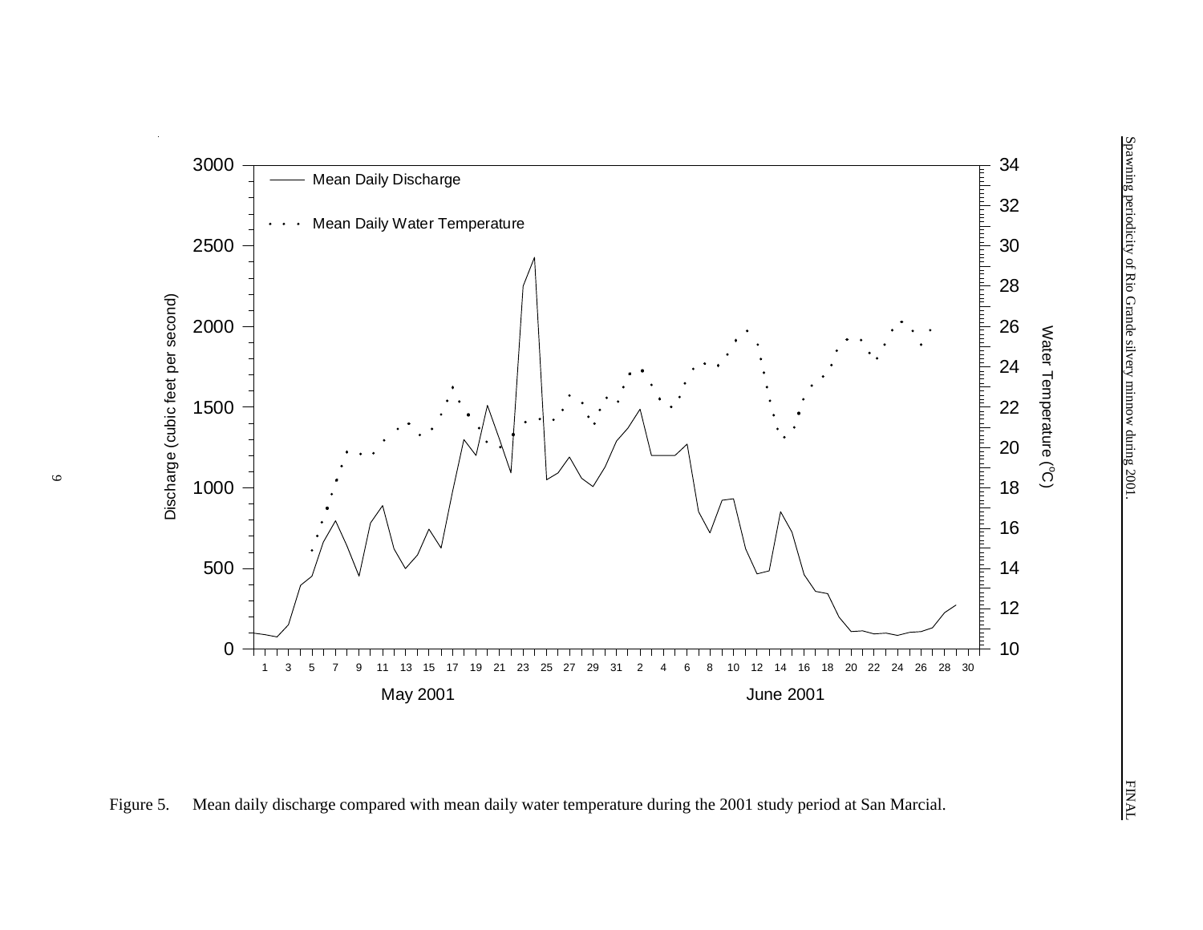Figure 5. Mean daily discharge compared with mean daily water temperature during the 2001 study period at San Marcial.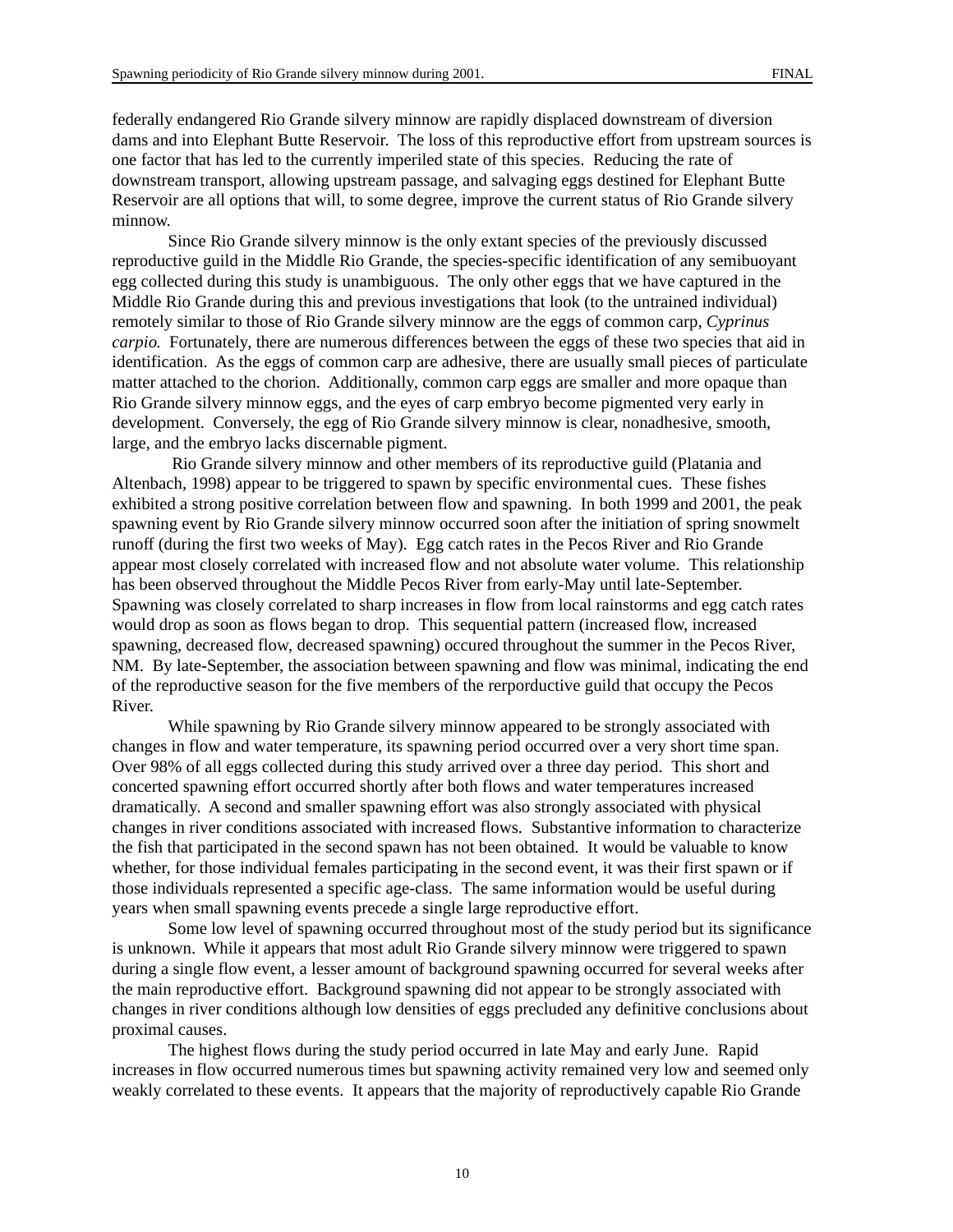federally endangered Rio Grande silvery minnow are rapidly displaced downstream of diversion dams and into Elephant Butte Reservoir. The loss of this reproductive effort from upstream sources is one factor that has led to the currently imperiled state of this species. Reducing the rate of downstream transport, allowing upstream passage, and salvaging eggs destined for Elephant Butte Reservoir are all options that will, to some degree, improve the current status of Rio Grande silvery minnow.

Since Rio Grande silvery minnow is the only extant species of the previously discussed reproductive guild in the Middle Rio Grande, the species-specific identification of any semibuoyant egg collected during this study is unambiguous. The only other eggs that we have captured in the Middle Rio Grande during this and previous investigations that look (to the untrained individual) remotely similar to those of Rio Grande silvery minnow are the eggs of common carp, *Cyprinus carpio.* Fortunately, there are numerous differences between the eggs of these two species that aid in identification. As the eggs of common carp are adhesive, there are usually small pieces of particulate matter attached to the chorion. Additionally, common carp eggs are smaller and more opaque than Rio Grande silvery minnow eggs, and the eyes of carp embryo become pigmented very early in development. Conversely, the egg of Rio Grande silvery minnow is clear, nonadhesive, smooth, large, and the embryo lacks discernable pigment.

Rio Grande silvery minnow and other members of its reproductive guild (Platania and Altenbach, 1998) appear to be triggered to spawn by specific environmental cues. These fishes exhibited a strong positive correlation between flow and spawning. In both 1999 and 2001, the peak spawning event by Rio Grande silvery minnow occurred soon after the initiation of spring snowmelt runoff (during the first two weeks of May). Egg catch rates in the Pecos River and Rio Grande appear most closely correlated with increased flow and not absolute water volume. This relationship has been observed throughout the Middle Pecos River from early-May until late-September. Spawning was closely correlated to sharp increases in flow from local rainstorms and egg catch rates would drop as soon as flows began to drop. This sequential pattern (increased flow, increased spawning, decreased flow, decreased spawning) occured throughout the summer in the Pecos River, NM. By late-September, the association between spawning and flow was minimal, indicating the end of the reproductive season for the five members of the rerporductive guild that occupy the Pecos River.

While spawning by Rio Grande silvery minnow appeared to be strongly associated with changes in flow and water temperature, its spawning period occurred over a very short time span. Over 98% of all eggs collected during this study arrived over a three day period. This short and concerted spawning effort occurred shortly after both flows and water temperatures increased dramatically. A second and smaller spawning effort was also strongly associated with physical changes in river conditions associated with increased flows. Substantive information to characterize the fish that participated in the second spawn has not been obtained. It would be valuable to know whether, for those individual females participating in the second event, it was their first spawn or if those individuals represented a specific age-class. The same information would be useful during years when small spawning events precede a single large reproductive effort.

Some low level of spawning occurred throughout most of the study period but its significance is unknown. While it appears that most adult Rio Grande silvery minnow were triggered to spawn during a single flow event, a lesser amount of background spawning occurred for several weeks after the main reproductive effort. Background spawning did not appear to be strongly associated with changes in river conditions although low densities of eggs precluded any definitive conclusions about proximal causes.

The highest flows during the study period occurred in late May and early June. Rapid increases in flow occurred numerous times but spawning activity remained very low and seemed only weakly correlated to these events. It appears that the majority of reproductively capable Rio Grande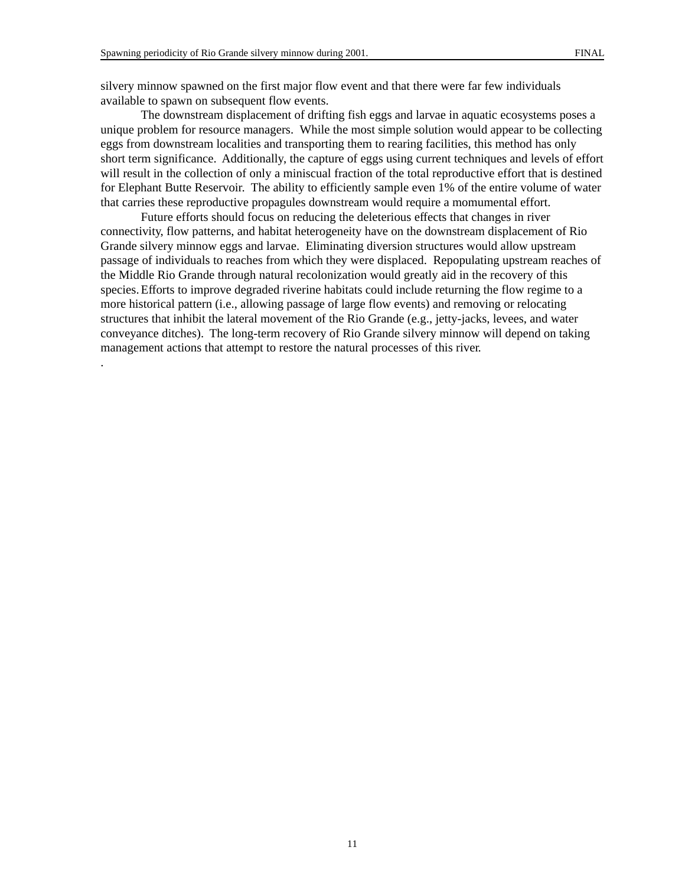silvery minnow spawned on the first major flow event and that there were far few individuals available to spawn on subsequent flow events.

The downstream displacement of drifting fish eggs and larvae in aquatic ecosystems poses a unique problem for resource managers. While the most simple solution would appear to be collecting eggs from downstream localities and transporting them to rearing facilities, this method has only short term significance. Additionally, the capture of eggs using current techniques and levels of effort will result in the collection of only a miniscual fraction of the total reproductive effort that is destined for Elephant Butte Reservoir. The ability to efficiently sample even 1% of the entire volume of water that carries these reproductive propagules downstream would require a momumental effort.

Future efforts should focus on reducing the deleterious effects that changes in river connectivity, flow patterns, and habitat heterogeneity have on the downstream displacement of Rio Grande silvery minnow eggs and larvae. Eliminating diversion structures would allow upstream passage of individuals to reaches from which they were displaced. Repopulating upstream reaches of the Middle Rio Grande through natural recolonization would greatly aid in the recovery of this species. Efforts to improve degraded riverine habitats could include returning the flow regime to a more historical pattern (i.e., allowing passage of large flow events) and removing or relocating structures that inhibit the lateral movement of the Rio Grande (e.g., jetty-jacks, levees, and water conveyance ditches). The long-term recovery of Rio Grande silvery minnow will depend on taking management actions that attempt to restore the natural processes of this river.

.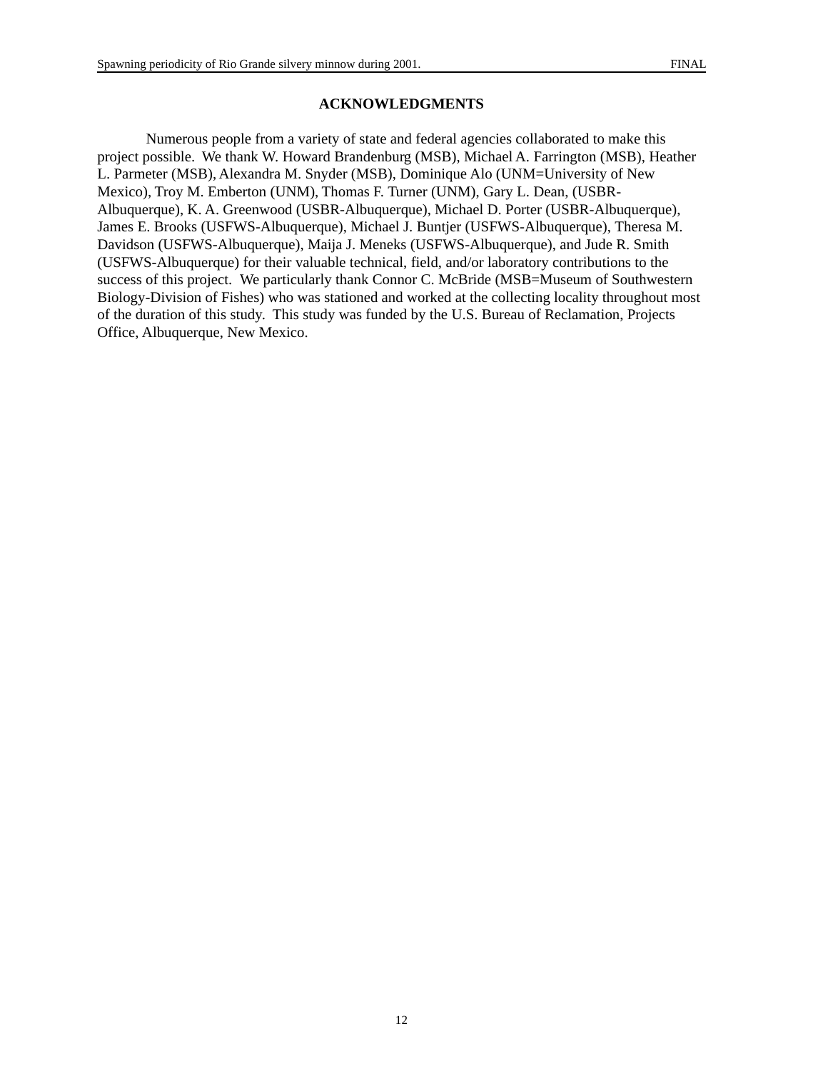## ACKNOWLEDGMENTS

Numerous people from a variety of state and federal agencies collaborated to make this project possible. We thank W. Howard Brandenburg (MSB), Michael A. Farrington (MSB), Heather L. Parmeter (MSB), Alexandra M. Snyder (MSB), Dominique Alo (UNM=University of New Mexico), Troy M. Emberton (UNM), Thomas F. Turner (UNM), Gary L. Dean, (USBR-Albuquerque), K. A. Greenwood (USBR-Albuquerque), Michael D. Porter (USBR-Albuquerque), James E. Brooks (USFWS-Albuquerque), Michael J. Buntjer (USFWS-Albuquerque), Theresa M. Davidson (USFWS-Albuquerque), Maija J. Meneks (USFWS-Albuquerque), and Jude R. Smith (USFWS-Albuquerque) for their valuable technical, field, and/or laboratory contributions to the success of this project. We particularly thank Connor C. McBride (MSB=Museum of Southwestern Biology-Division of Fishes) who was stationed and worked at the collecting locality throughout most of the duration of this study. This study was funded by the U.S. Bureau of Reclamation, Projects Office, Albuquerque, New Mexico.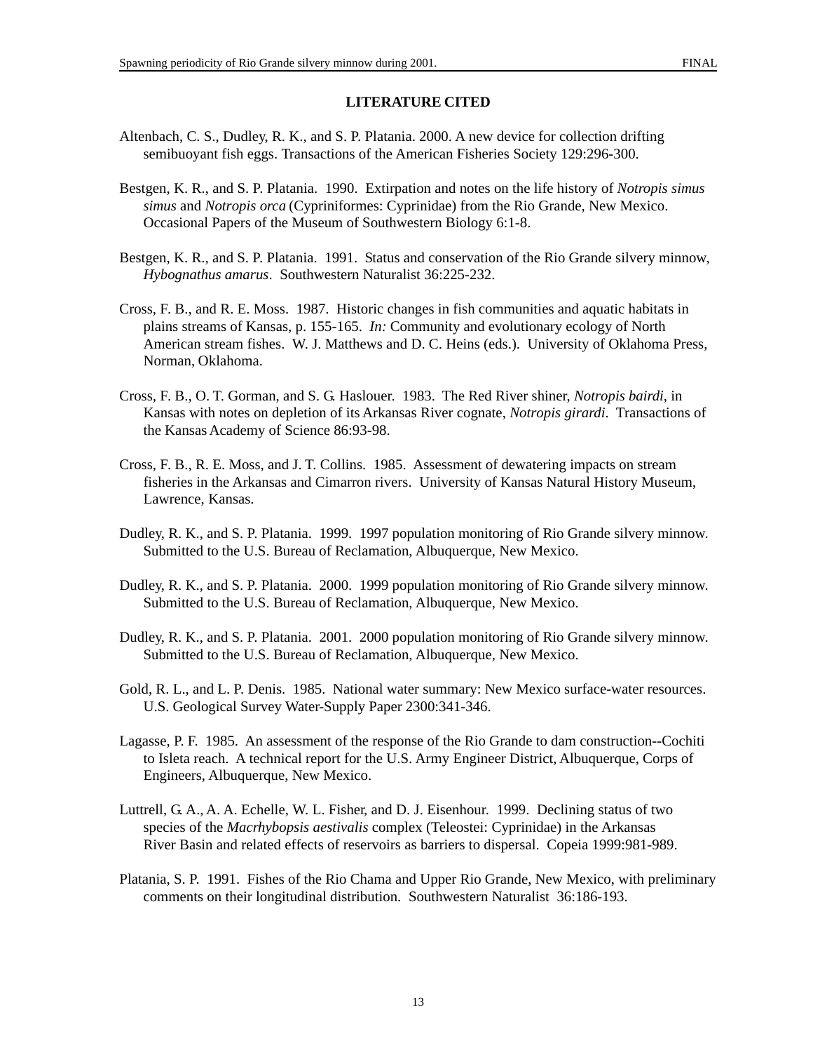## LITERATURE CITED

Altenbach, C. S., Dudley, R. K., and S. P. Platania. 2000. A new device for collection drifting semibuoyant fish eggs. Transactions of the American Fisheries Society 129:296-300.

Bestgen, K. R., and S. P. Platania. 1990. Extirpation and notes on the life history of *Notropis simus simus* and *Notropis orca* (Cypriniformes: Cyprinidae) from the Rio Grande, New Mexico. Occasional Papers of the Museum of Southwestern Biology 6:1-8.

Bestgen, K. R., and S. P. Platania. 1991. Status and conservation of the Rio Grande silvery minnow, *Hybognathus amarus*. Southwestern Naturalist 36:225-232.

Cross, F. B., and R. E. Moss. 1987. Historic changes in fish communities and aquatic habitats in plains streams of Kansas, p. 155-165. *In:* Community and evolutionary ecology of North American stream fishes. W. J. Matthews and D. C. Heins (eds.). University of Oklahoma Press, Norman, Oklahoma.

Cross, F. B., O. T. Gorman, and S. G. Haslouer. 1983. The Red River shiner, *Notropis bairdi*, in Kansas with notes on depletion of its Arkansas River cognate, *Notropis girardi*. Transactions of the Kansas Academy of Science 86:93-98.

Cross, F. B., R. E. Moss, and J. T. Collins. 1985. Assessment of dewatering impacts on stream fisheries in the Arkansas and Cimarron rivers. University of Kansas Natural History Museum, Lawrence, Kansas.

Dudley, R. K., and S. P. Platania. 1999. 1997 population monitoring of Rio Grande silvery minnow. Submitted to the U.S. Bureau of Reclamation, Albuquerque, New Mexico.

Dudley, R. K., and S. P. Platania. 2000. 1999 population monitoring of Rio Grande silvery minnow. Submitted to the U.S. Bureau of Reclamation, Albuquerque, New Mexico.

Dudley, R. K., and S. P. Platania. 2001. 2000 population monitoring of Rio Grande silvery minnow. Submitted to the U.S. Bureau of Reclamation, Albuquerque, New Mexico.

Gold, R. L., and L. P. Denis. 1985. National water summary: New Mexico surface-water resources. U.S. Geological Survey Water-Supply Paper 2300:341-346.

Lagasse, P. F. 1985. An assessment of the response of the Rio Grande to dam construction--Cochiti to Isleta reach. A technical report for the U.S. Army Engineer District, Albuquerque, Corps of Engineers, Albuquerque, New Mexico.

Luttrell, G. A., A. A. Echelle, W. L. Fisher, and D. J. Eisenhour. 1999. Declining status of two species of the *Macrhybopsis aestivalis* complex (Teleostei: Cyprinidae) in the Arkansas River Basin and related effects of reservoirs as barriers to dispersal. Copeia 1999:981-989.

Platania, S. P. 1991. Fishes of the Rio Chama and Upper Rio Grande, New Mexico, with preliminary comments on their longitudinal distribution. Southwestern Naturalist 36:186-193.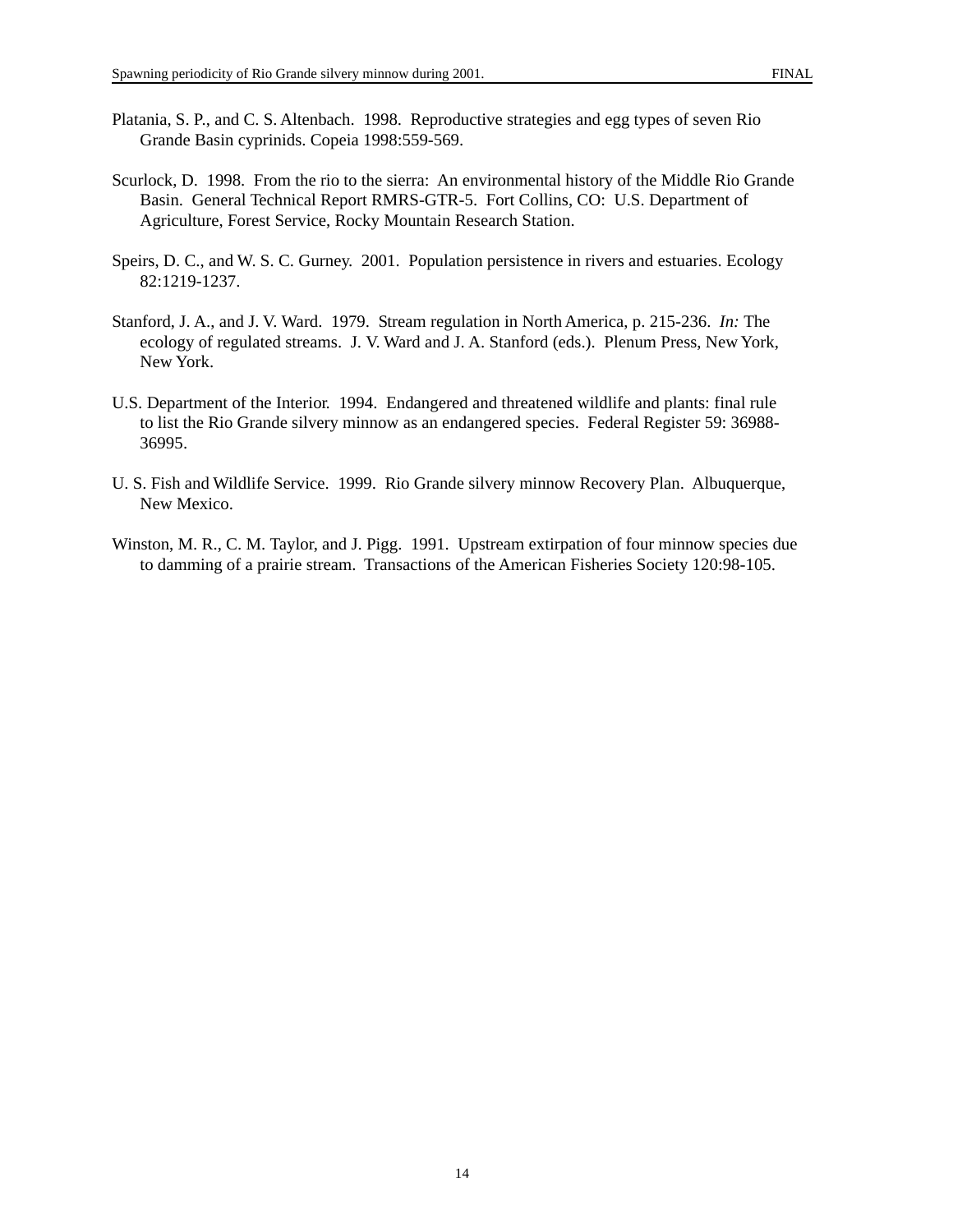Platania, S. P., and C. S. Altenbach. 1998. Reproductive strategies and egg types of seven Rio Grande Basin cyprinids. Copeia 1998:559-569.

Scurlock, D. 1998. From the rio to the sierra: An environmental history of the Middle Rio Grande Basin. General Technical Report RMRS-GTR-5. Fort Collins, CO: U.S. Department of Agriculture, Forest Service, Rocky Mountain Research Station.

Speirs, D. C., and W. S. C. Gurney. 2001. Population persistence in rivers and estuaries. Ecology 82:1219-1237.

Stanford, J. A., and J. V. Ward. 1979. Stream regulation in North America, p. 215-236. *In:* The ecology of regulated streams. J. V. Ward and J. A. Stanford (eds.). Plenum Press, New York, New York.

U.S. Department of the Interior. 1994. Endangered and threatened wildlife and plants: final rule to list the Rio Grande silvery minnow as an endangered species. Federal Register 59: 36988-36995.

U. S. Fish and Wildlife Service. 1999. Rio Grande silvery minnow Recovery Plan. Albuquerque, New Mexico.

Winston, M. R., C. M. Taylor, and J. Pigg. 1991. Upstream extirpation of four minnow species due to damming of a prairie stream. Transactions of the American Fisheries Society 120:98-105.